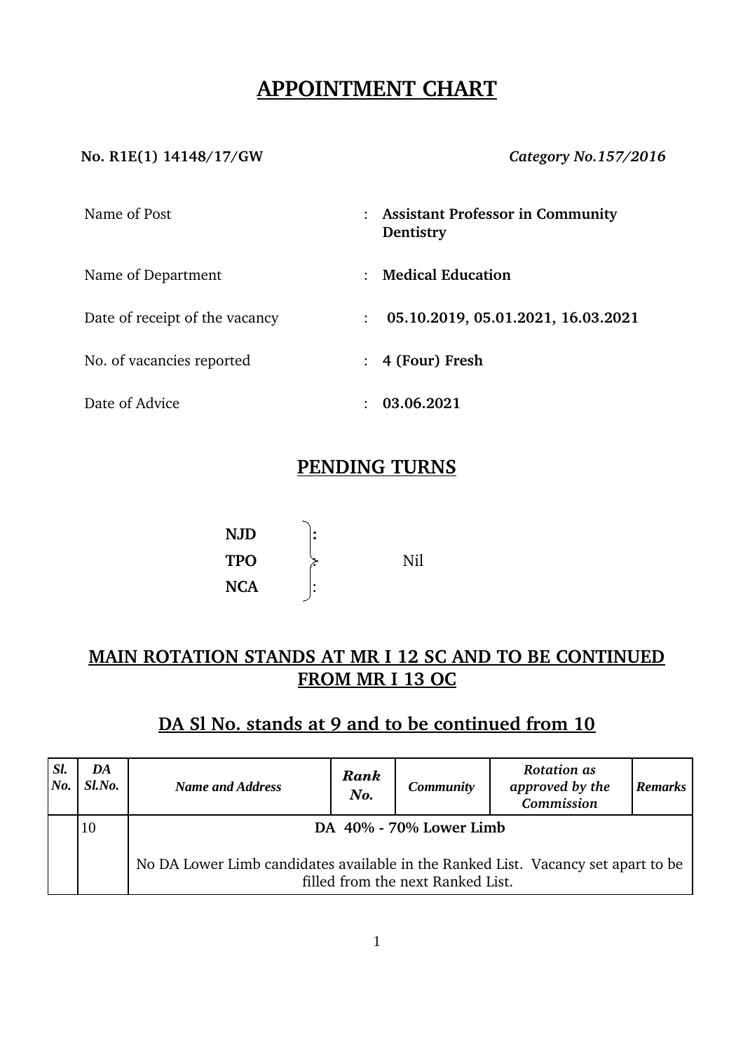# APPOINTMENT CHART

**No. R1E(1) 14148/17/GW** *Category No.157/2016*

| | | |
|---|---|---|
| Name of Post | : | **Assistant Professor in Community Dentistry** |
| Name of Department | : | **Medical Education** |
| Date of receipt of the vacancy | : | **05.10.2019, 05.01.2021, 16.03.2021** |
| No. of vacancies reported | : | **4 (Four) Fresh** |
| Date of Advice | : | **03.06.2021** |

## PENDING TURNS

**NJD** :
**TPO** : Nil
**NCA** :

## MAIN ROTATION STANDS AT MR I 12 SC AND TO BE CONTINUED FROM MR I 13 OC

## DA Sl No. stands at 9 and to be continued from 10

| *Sl. No.* | *DA Sl.No.* | *Name and Address* | *Rank No.* | *Community* | *Rotation as approved by the Commission* | *Remarks* |
|---|---|---|---|---|---|---|
| | 10 | **DA 40% - 70% Lower Limb**<br><br>No DA Lower Limb candidates available in the Ranked List. Vacancy set apart to be filled from the next Ranked List. | | | | |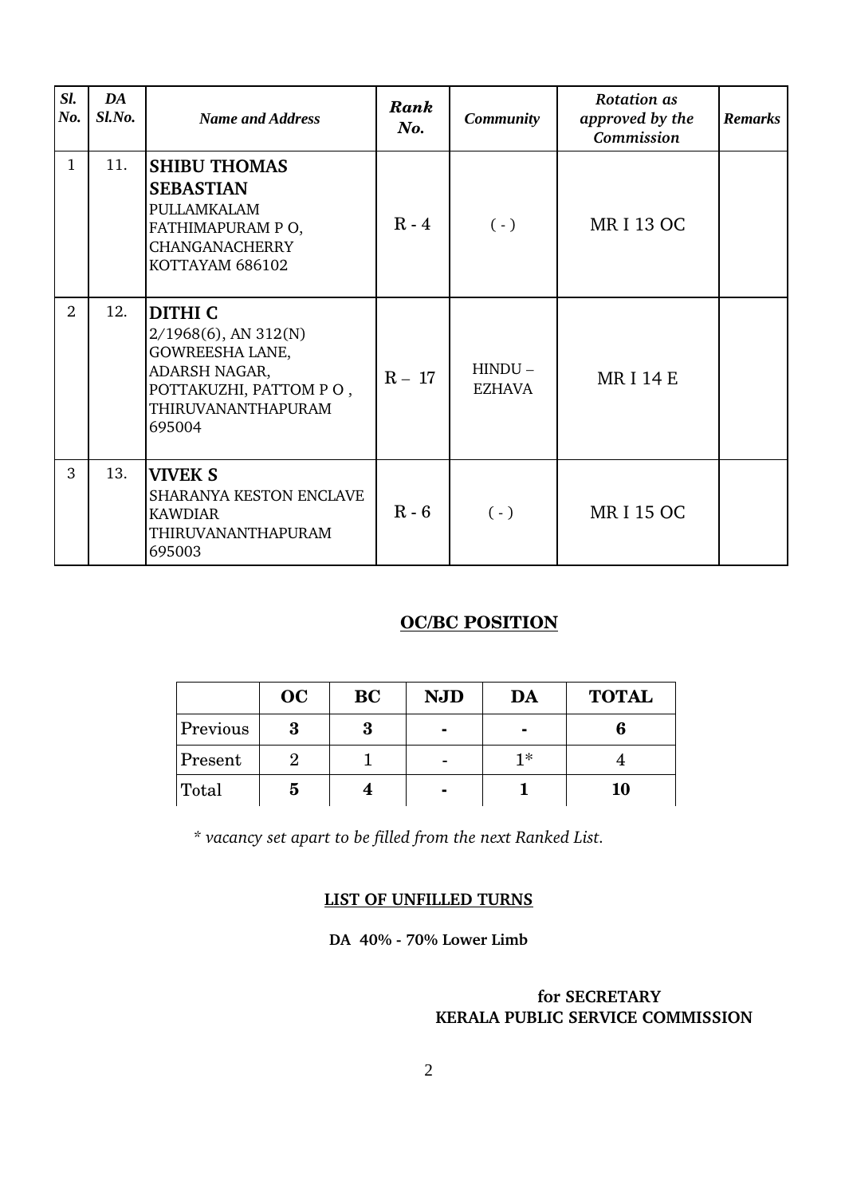| Sl. No. | DA Sl.No. | Name and Address | Rank No. | Community | Rotation as approved by the Commission | Remarks |
|---|---|---|---|---|---|---|
| 1 | 11. | **SHIBU THOMAS SEBASTIAN** PULLAMKALAM FATHIMAPURAM P O, CHANGANACHERRY KOTTAYAM 686102 | R - 4 | ( - ) | MR I 13 OC | |
| 2 | 12. | **DITHI C** 2/1968(6), AN 312(N) GOWREESHA LANE, ADARSH NAGAR, POTTAKUZHI, PATTOM P O , THIRUVANANTHAPURAM 695004 | R – 17 | HINDU – EZHAVA | MR I 14 E | |
| 3 | 13. | **VIVEK S** SHARANYA KESTON ENCLAVE KAWDIAR THIRUVANANTHAPURAM 695003 | R - 6 | ( - ) | MR I 15 OC | |

## OC/BC POSITION

| | OC | BC | NJD | DA | TOTAL |
|---|---|---|---|---|---|
| Previous | **3** | **3** | - | - | **6** |
| Present | 2 | 1 | - | 1* | 4 |
| Total | **5** | **4** | - | **1** | **10** |

*\* vacancy set apart to be filled from the next Ranked List.*

**LIST OF UNFILLED TURNS**

**DA 40% - 70% Lower Limb**

**for SECRETARY**
**KERALA PUBLIC SERVICE COMMISSION**